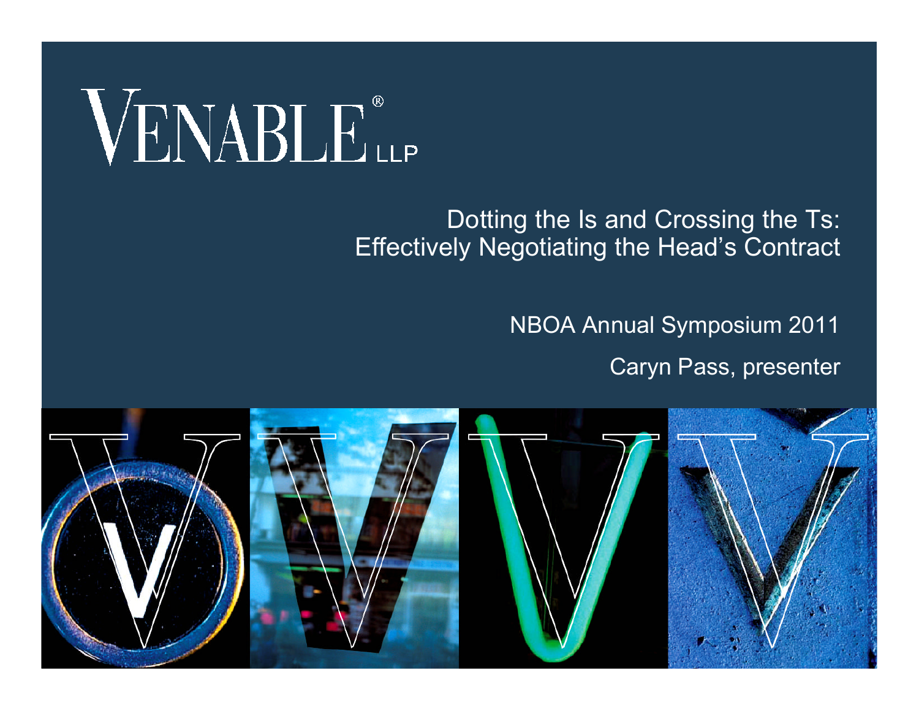VENABLE® LLP

# Dotting the Is and Crossing the Ts: Effectively Negotiating the Head's Contract

NBOA Annual Symposium 2011

Caryn Pass, presenter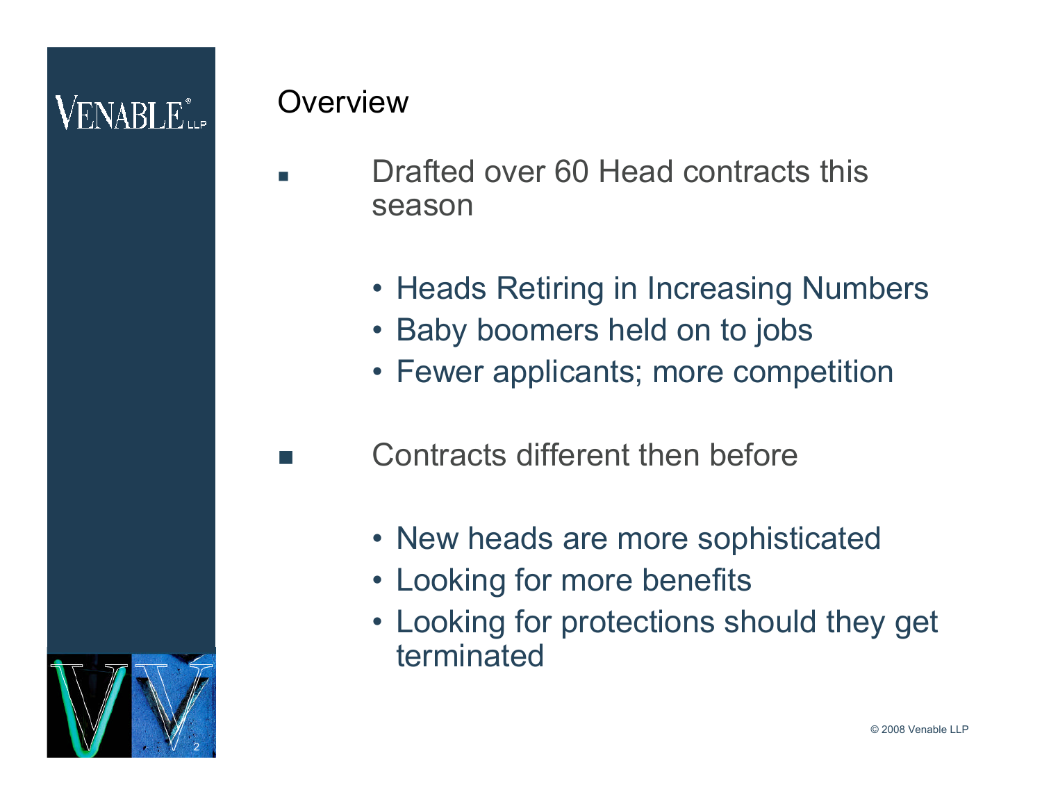## Overview

- Drafted over 60 Head contracts this season
  - Heads Retiring in Increasing Numbers
  - Baby boomers held on to jobs
  - Fewer applicants; more competition
- Contracts different then before
  - New heads are more sophisticated
  - Looking for more benefits
  - Looking for protections should they get terminated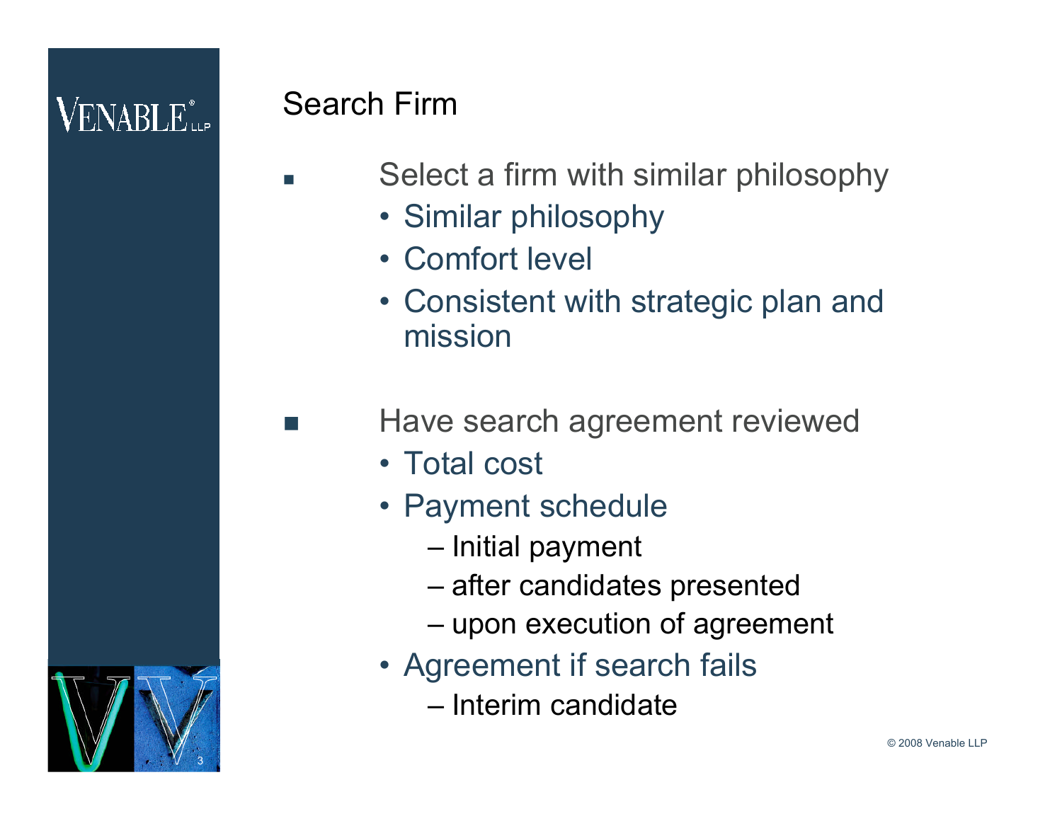# Search Firm

- Select a firm with similar philosophy
  - Similar philosophy
  - Comfort level
  - Consistent with strategic plan and mission

- Have search agreement reviewed
  - Total cost
  - Payment schedule
    - Initial payment
    - after candidates presented
    - upon execution of agreement
  - Agreement if search fails
    - Interim candidate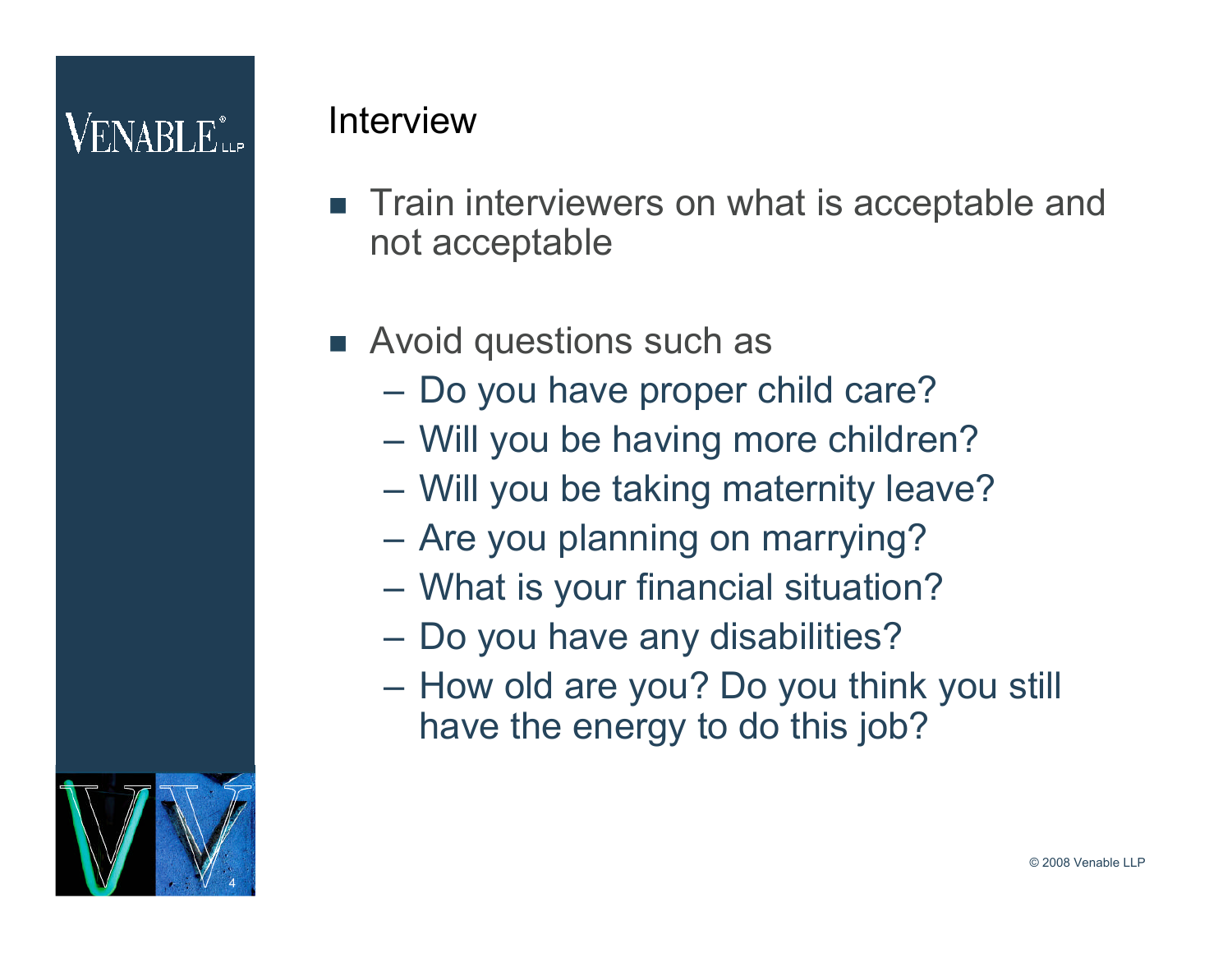# Interview

- Train interviewers on what is acceptable and not acceptable
- Avoid questions such as
  - Do you have proper child care?
  - Will you be having more children?
  - Will you be taking maternity leave?
  - Are you planning on marrying?
  - What is your financial situation?
  - Do you have any disabilities?
  - How old are you? Do you think you still have the energy to do this job?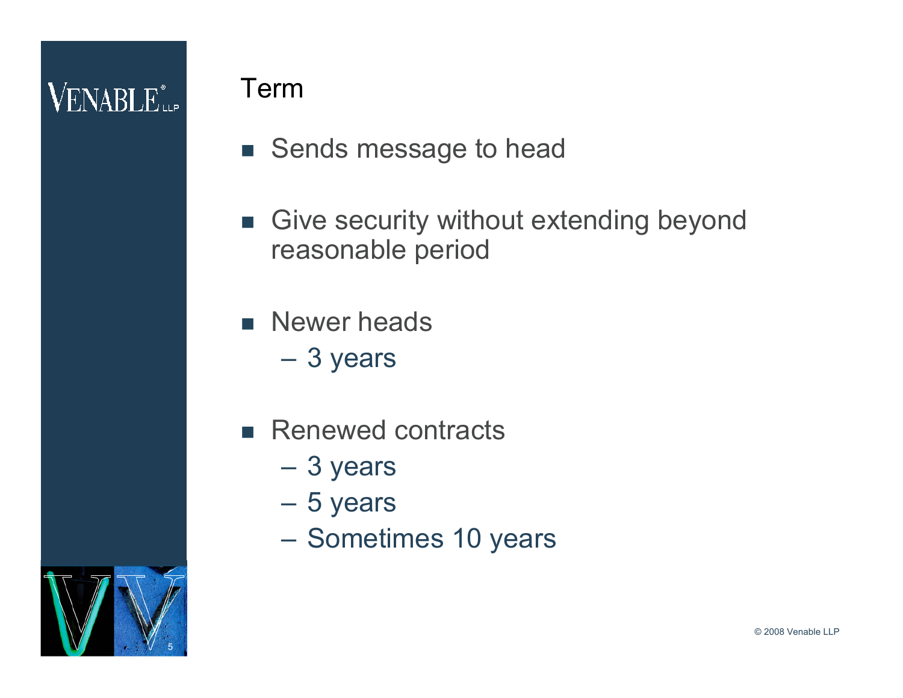# Term

- Sends message to head

- Give security without extending beyond reasonable period

- Newer heads
  - 3 years

- Renewed contracts
  - 3 years
  - 5 years
  - Sometimes 10 years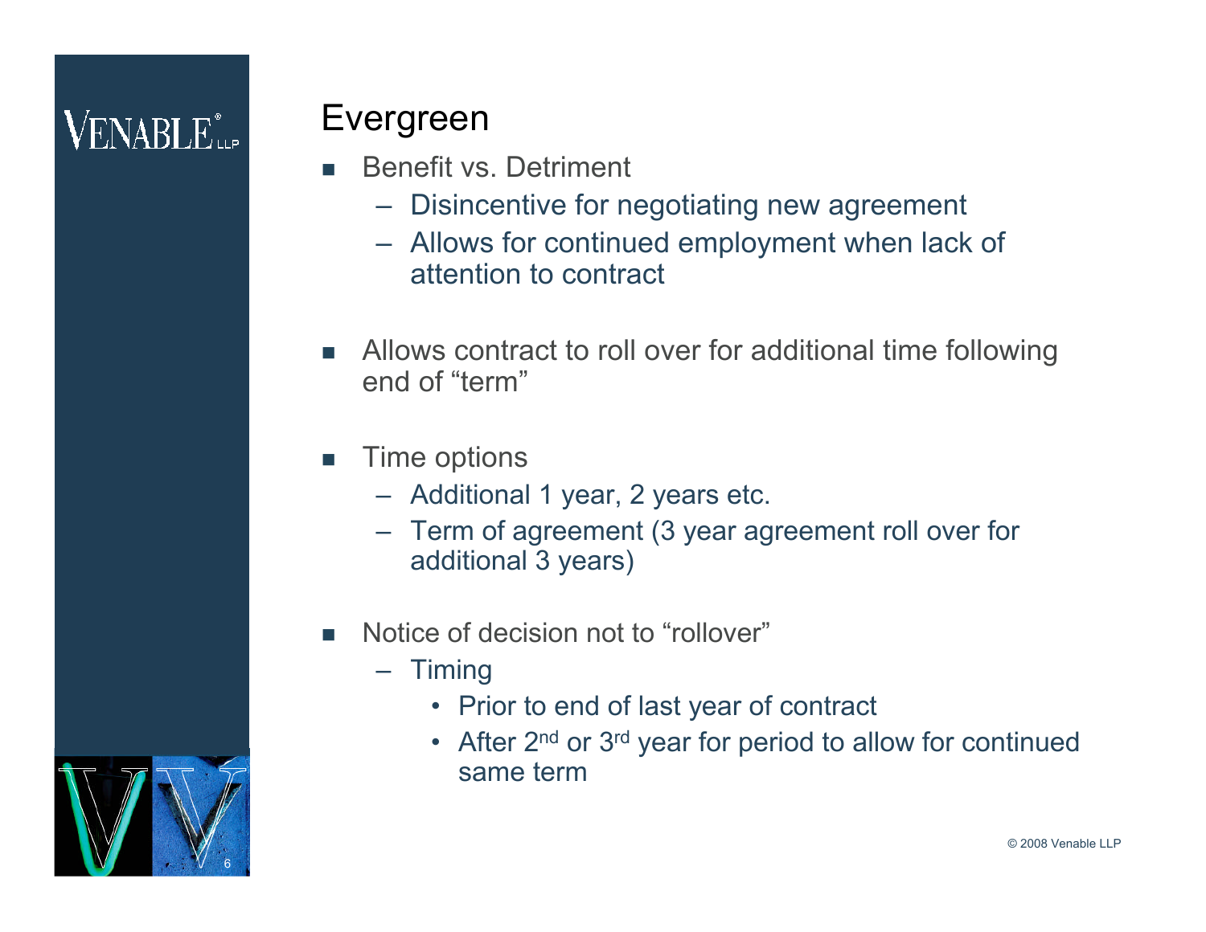# Evergreen

- Benefit vs. Detriment
  - Disincentive for negotiating new agreement
  - Allows for continued employment when lack of attention to contract
- Allows contract to roll over for additional time following end of “term”
- Time options
  - Additional 1 year, 2 years etc.
  - Term of agreement (3 year agreement roll over for additional 3 years)
- Notice of decision not to “rollover”
  - Timing
    - Prior to end of last year of contract
    - After 2nd or 3rd year for period to allow for continued same term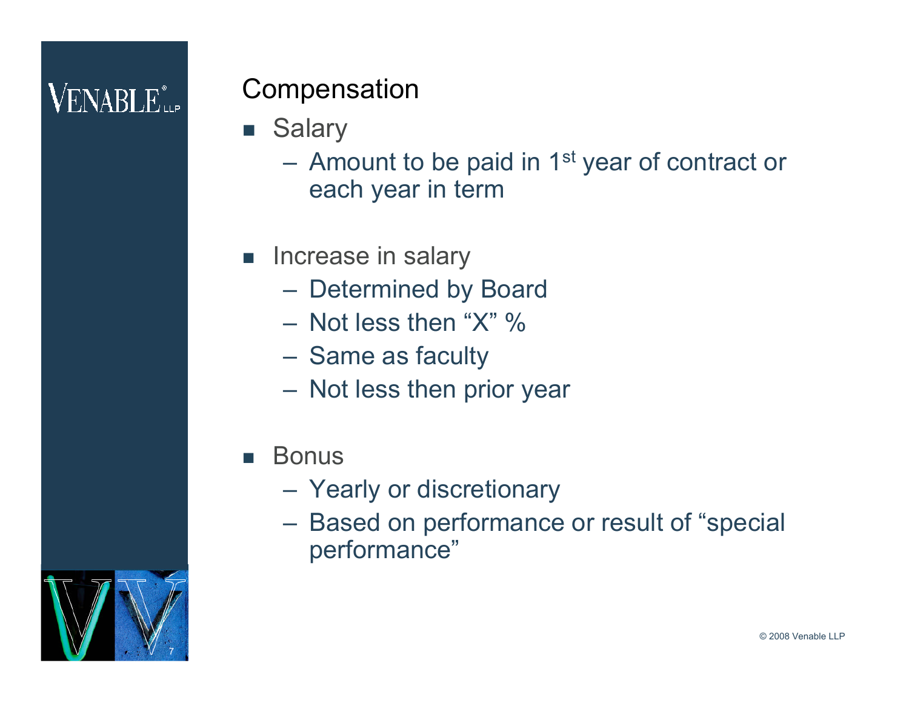# Compensation

- Salary
  - Amount to be paid in 1st year of contract or each year in term

- Increase in salary
  - Determined by Board
  - Not less then "X" %
  - Same as faculty
  - Not less then prior year

- Bonus
  - Yearly or discretionary
  - Based on performance or result of "special performance"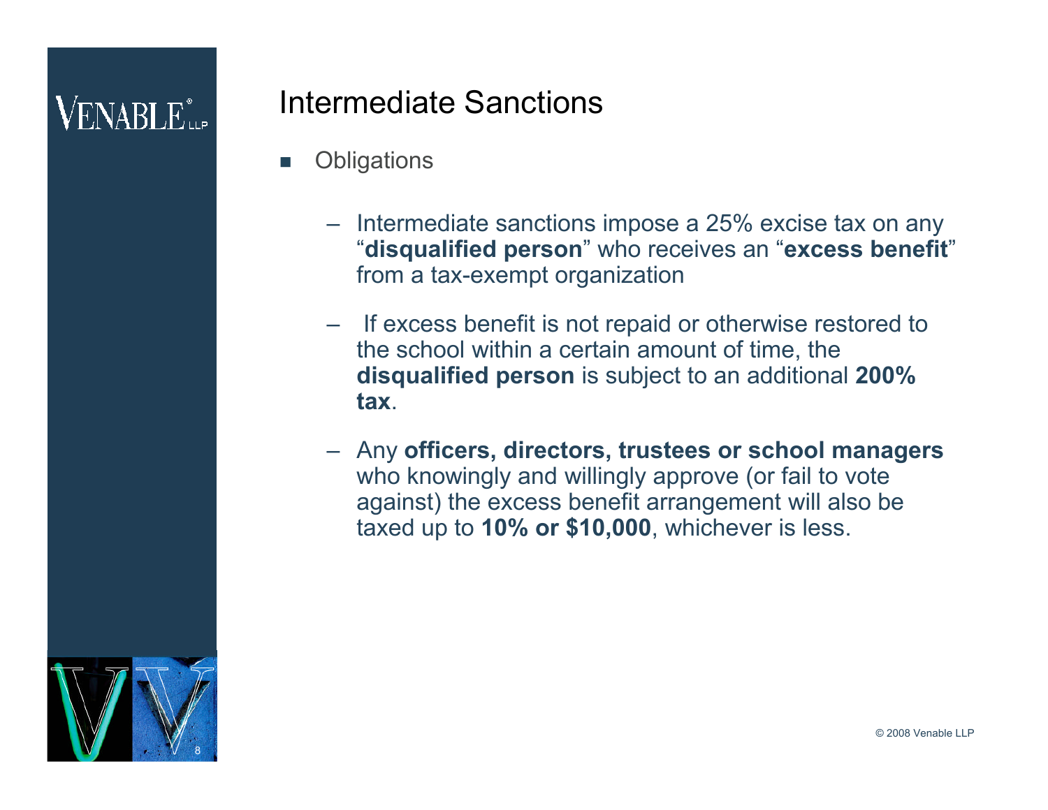# Intermediate Sanctions

- Obligations
  - Intermediate sanctions impose a 25% excise tax on any "**disqualified person**" who receives an "**excess benefit**" from a tax-exempt organization
  - If excess benefit is not repaid or otherwise restored to the school within a certain amount of time, the **disqualified person** is subject to an additional **200% tax**.
  - Any **officers, directors, trustees or school managers** who knowingly and willingly approve (or fail to vote against) the excess benefit arrangement will also be taxed up to **10% or $10,000**, whichever is less.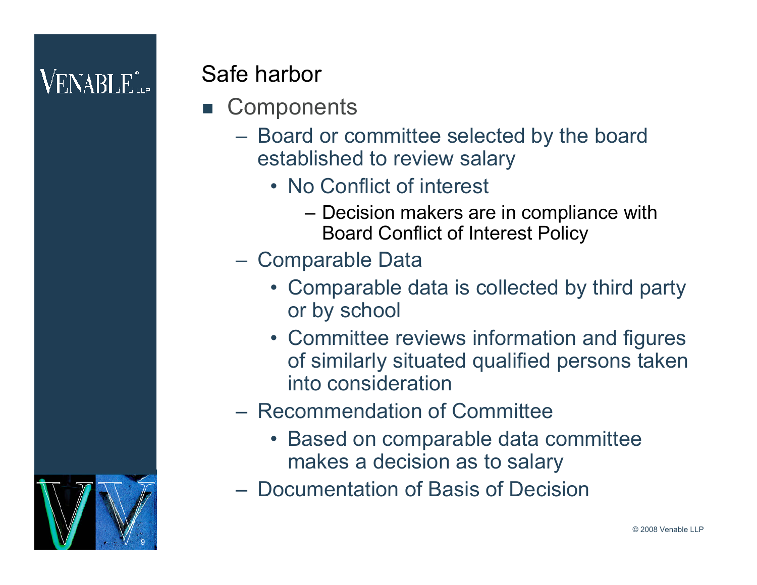## Safe harbor

- Components
  - Board or committee selected by the board established to review salary
    - No Conflict of interest
      - Decision makers are in compliance with Board Conflict of Interest Policy
  - Comparable Data
    - Comparable data is collected by third party or by school
    - Committee reviews information and figures of similarly situated qualified persons taken into consideration
  - Recommendation of Committee
    - Based on comparable data committee makes a decision as to salary
  - Documentation of Basis of Decision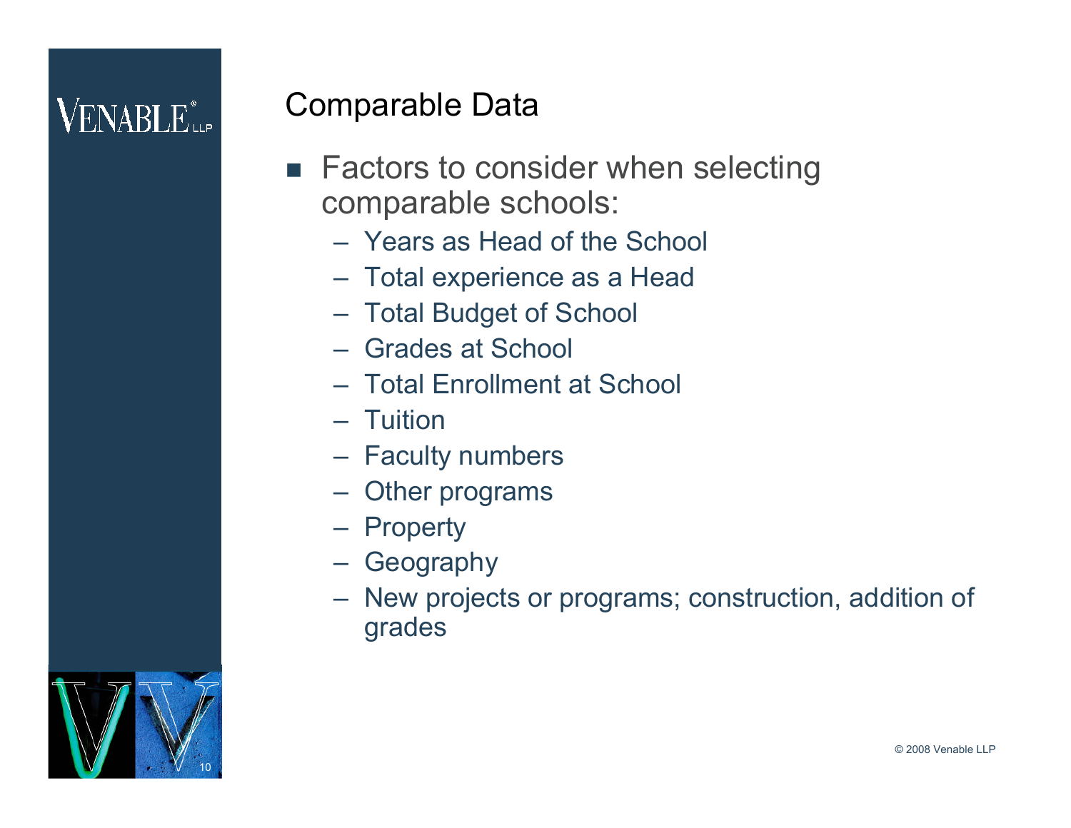## Comparable Data

- Factors to consider when selecting comparable schools:
  - Years as Head of the School
  - Total experience as a Head
  - Total Budget of School
  - Grades at School
  - Total Enrollment at School
  - Tuition
  - Faculty numbers
  - Other programs
  - Property
  - Geography
  - New projects or programs; construction, addition of grades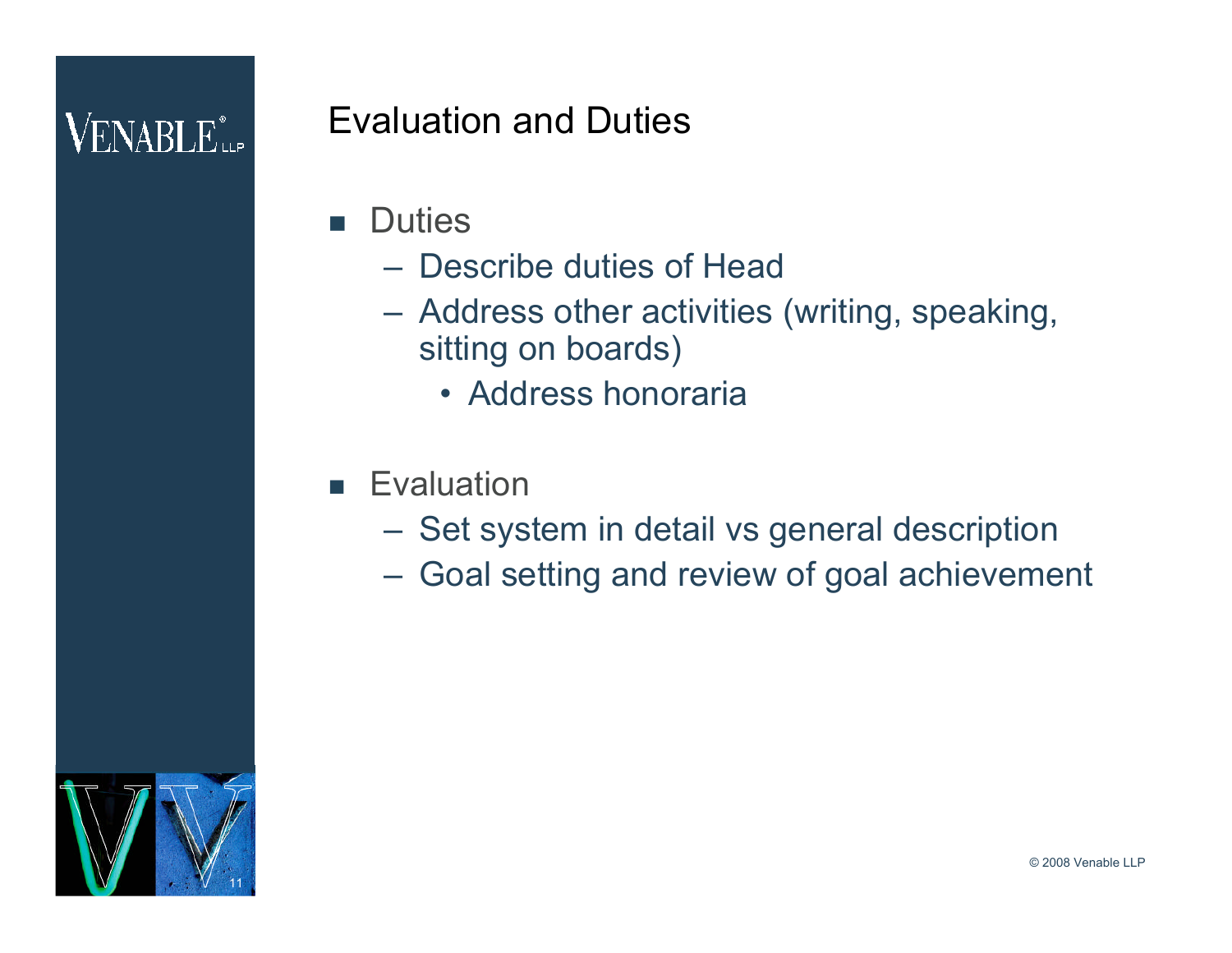# Evaluation and Duties

- Duties
  - Describe duties of Head
  - Address other activities (writing, speaking, sitting on boards)
    - Address honoraria
- Evaluation
  - Set system in detail vs general description
  - Goal setting and review of goal achievement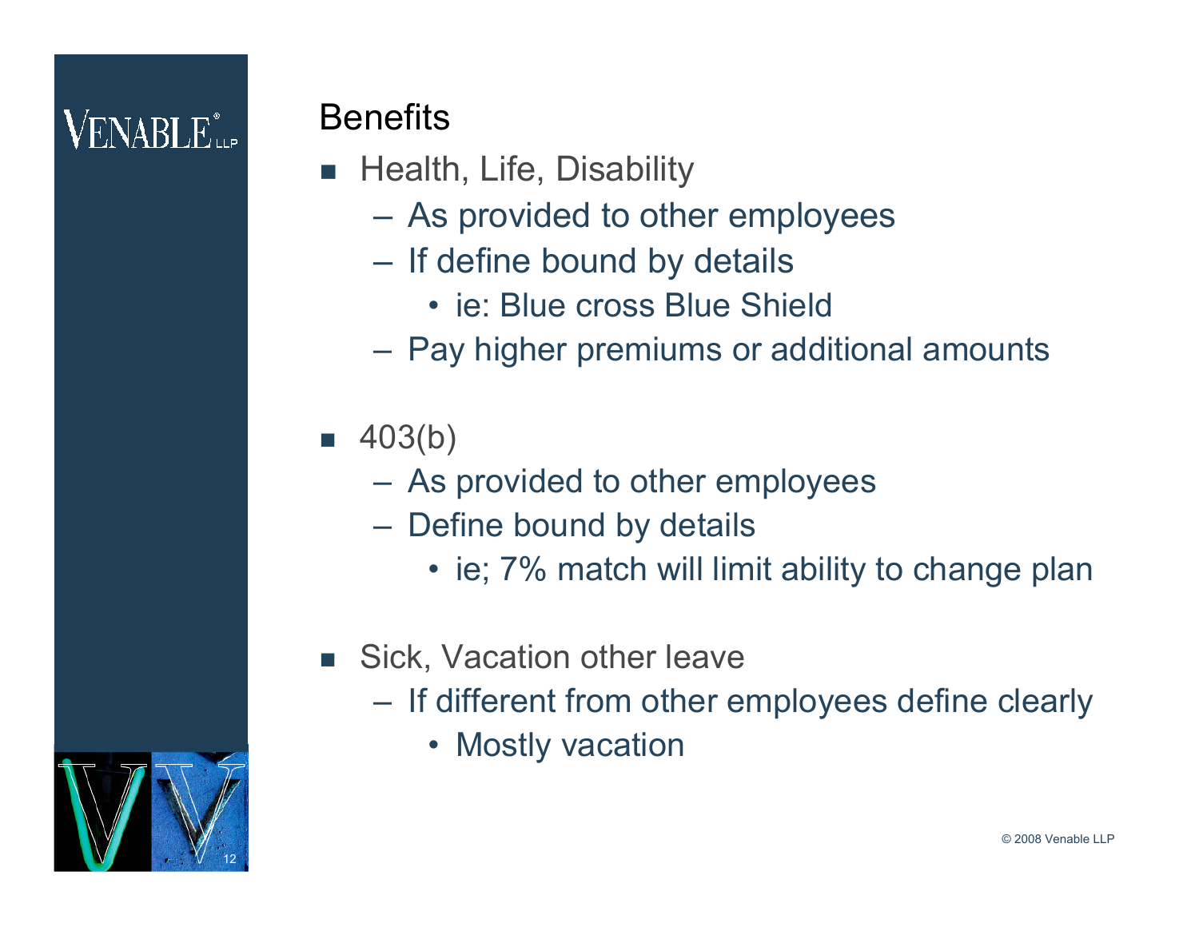## Benefits

- Health, Life, Disability
  - As provided to other employees
  - If define bound by details
    - ie: Blue cross Blue Shield
  - Pay higher premiums or additional amounts

- 403(b)
  - As provided to other employees
  - Define bound by details
    - ie; 7% match will limit ability to change plan

- Sick, Vacation other leave
  - If different from other employees define clearly
    - Mostly vacation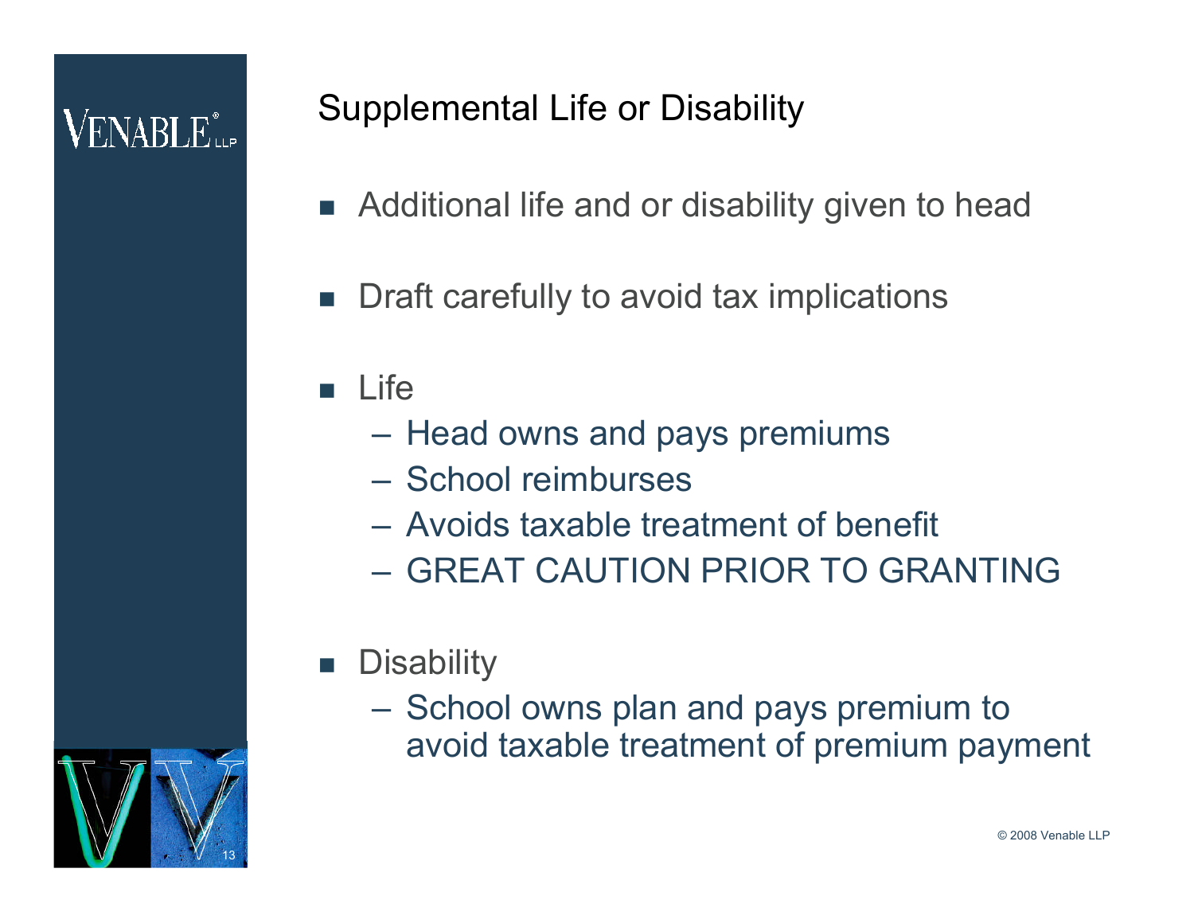# Supplemental Life or Disability

- Additional life and or disability given to head
- Draft carefully to avoid tax implications
- Life
  - Head owns and pays premiums
  - School reimburses
  - Avoids taxable treatment of benefit
  - GREAT CAUTION PRIOR TO GRANTING
- Disability
  - School owns plan and pays premium to avoid taxable treatment of premium payment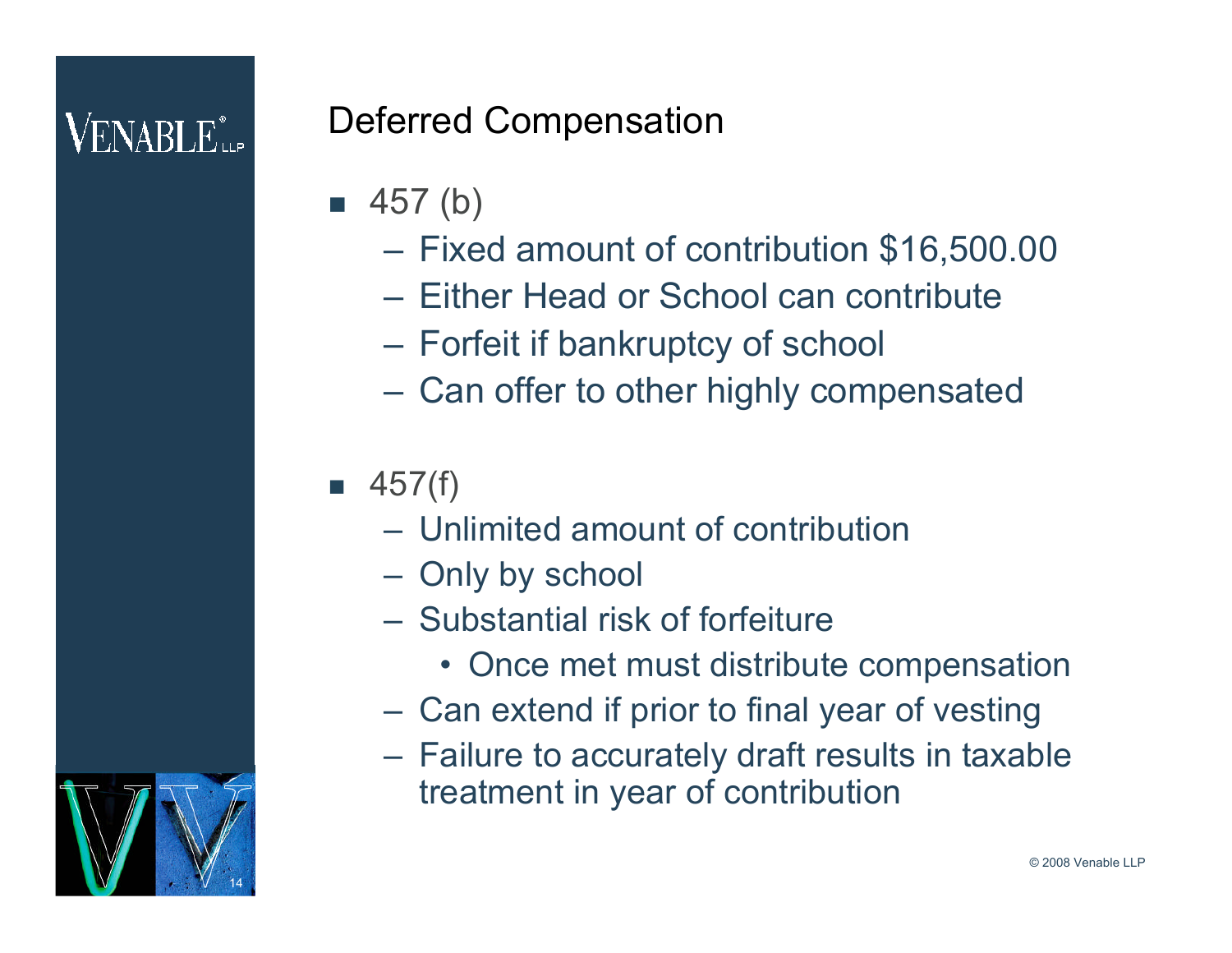## Deferred Compensation

- 457 (b)
  - Fixed amount of contribution $16,500.00
  - Either Head or School can contribute
  - Forfeit if bankruptcy of school
  - Can offer to other highly compensated

- 457(f)
  - Unlimited amount of contribution
  - Only by school
  - Substantial risk of forfeiture
    - Once met must distribute compensation
  - Can extend if prior to final year of vesting
  - Failure to accurately draft results in taxable treatment in year of contribution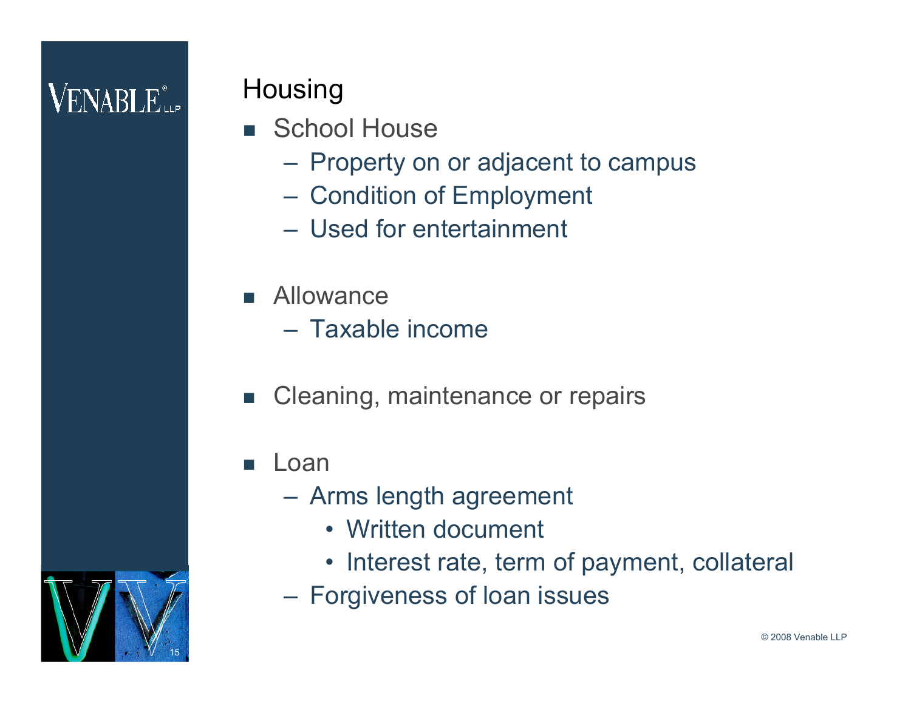# Housing

- School House
  - Property on or adjacent to campus
  - Condition of Employment
  - Used for entertainment
- Allowance
  - Taxable income
- Cleaning, maintenance or repairs
- Loan
  - Arms length agreement
    - Written document
    - Interest rate, term of payment, collateral
  - Forgiveness of loan issues

© 2008 Venable LLP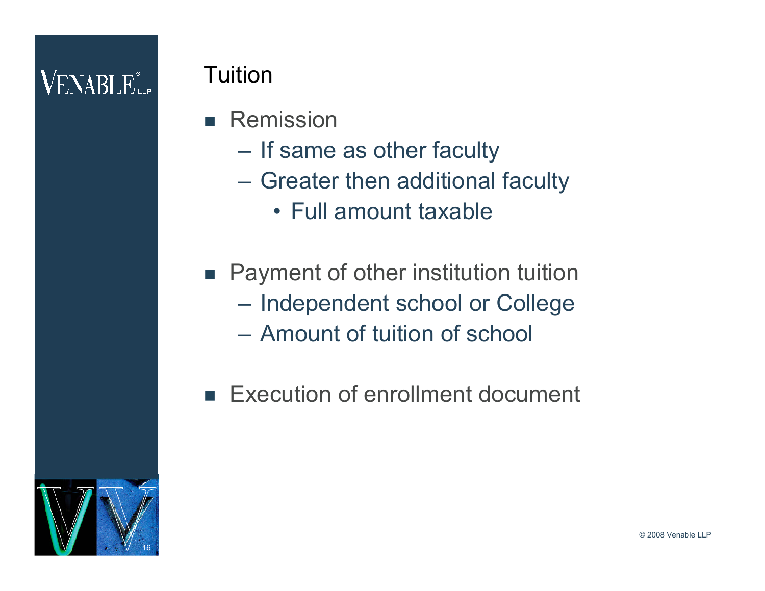# Tuition

- Remission
  - If same as other faculty
  - Greater then additional faculty
    - Full amount taxable

- Payment of other institution tuition
  - Independent school or College
  - Amount of tuition of school

- Execution of enrollment document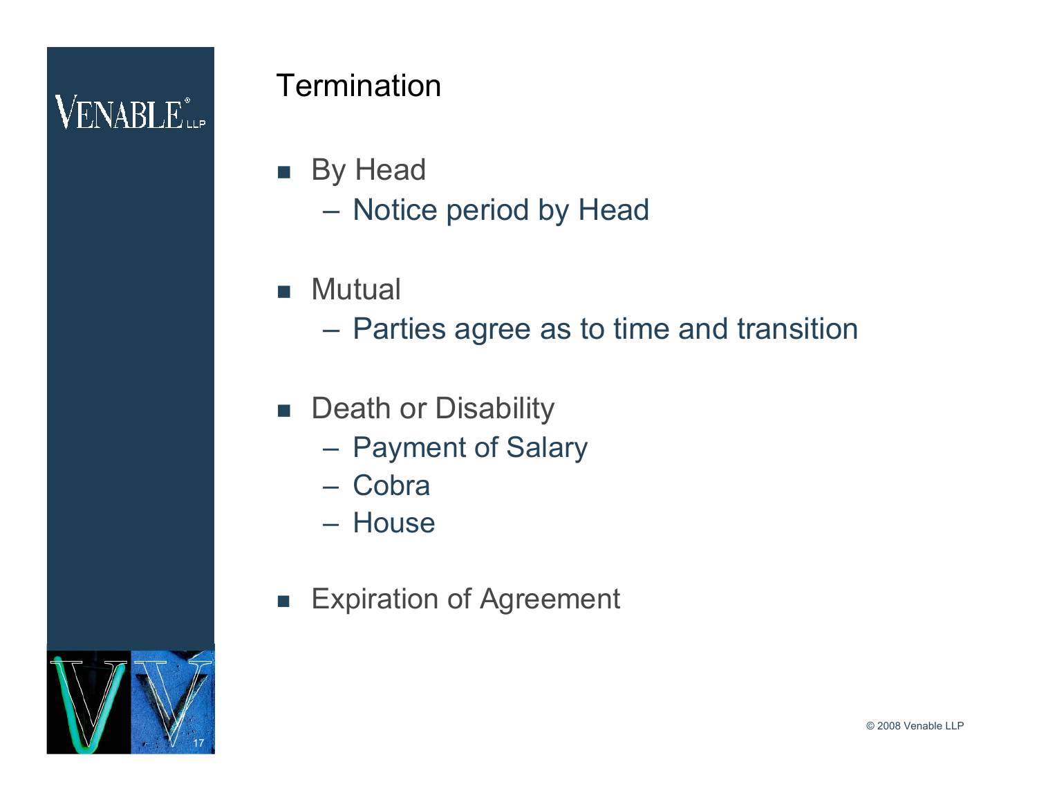# Termination

- By Head
  - Notice period by Head
- Mutual
  - Parties agree as to time and transition
- Death or Disability
  - Payment of Salary
  - Cobra
  - House
- Expiration of Agreement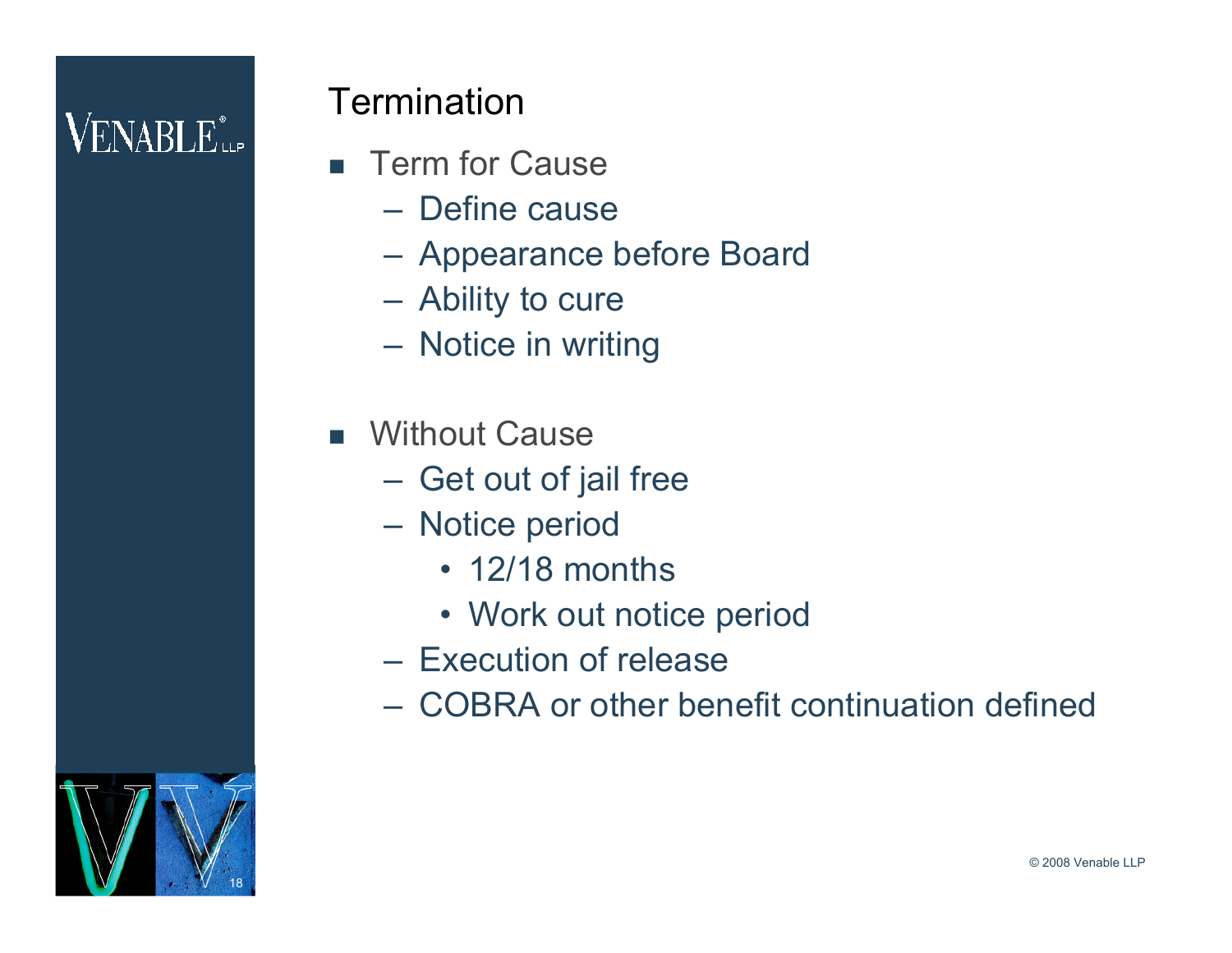# Termination

- Term for Cause
  - Define cause
  - Appearance before Board
  - Ability to cure
  - Notice in writing

- Without Cause
  - Get out of jail free
  - Notice period
    - 12/18 months
    - Work out notice period
  - Execution of release
  - COBRA or other benefit continuation defined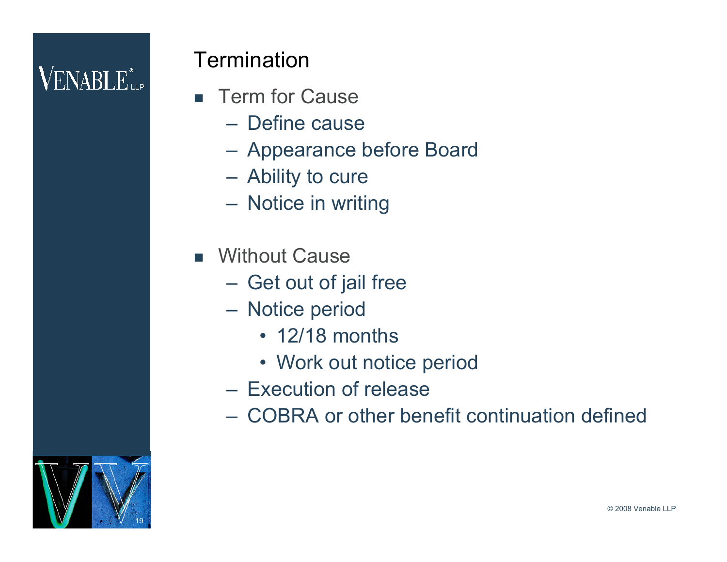# Termination

- Term for Cause
  - Define cause
  - Appearance before Board
  - Ability to cure
  - Notice in writing

- Without Cause
  - Get out of jail free
  - Notice period
    - 12/18 months
    - Work out notice period
  - Execution of release
  - COBRA or other benefit continuation defined

© 2008 Venable LLP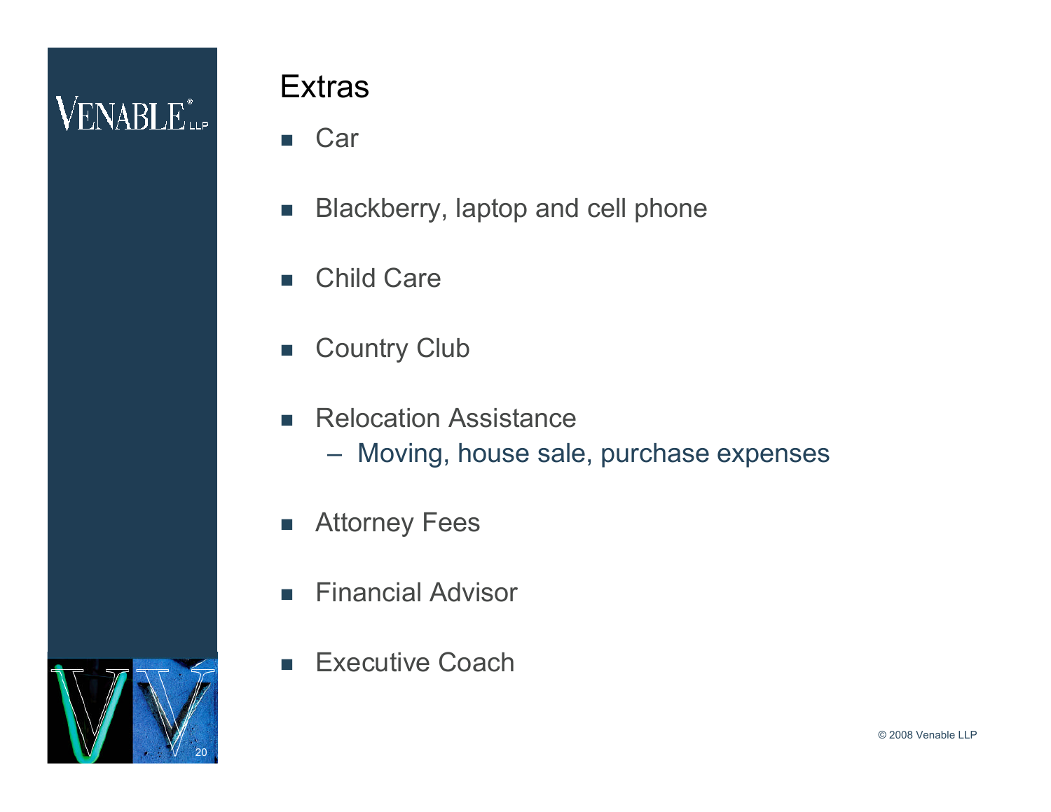# Extras

- Car
- Blackberry, laptop and cell phone
- Child Care
- Country Club
- Relocation Assistance
  - Moving, house sale, purchase expenses
- Attorney Fees
- Financial Advisor
- Executive Coach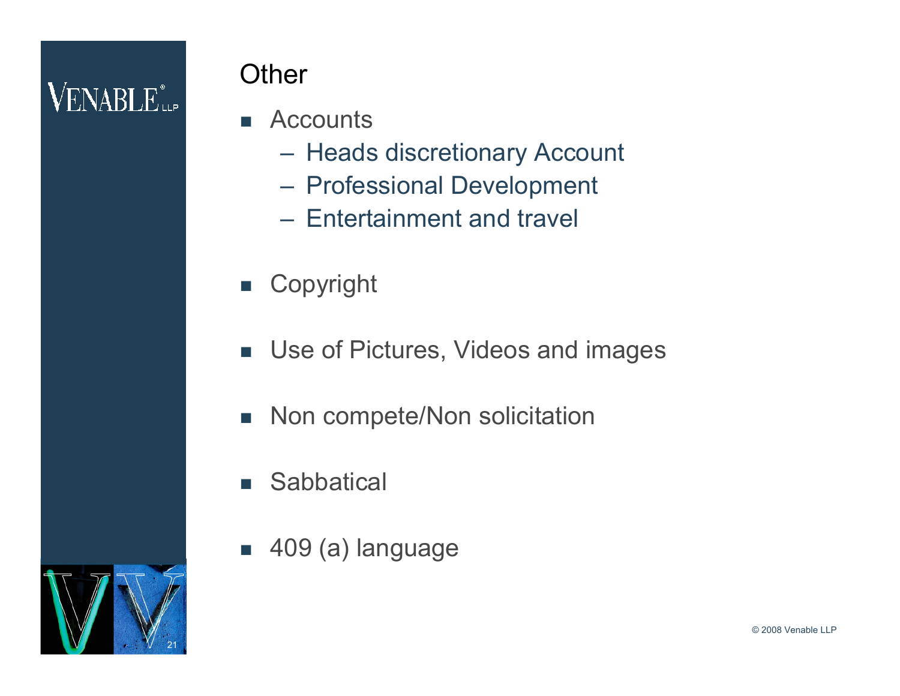# Other

- Accounts
  - Heads discretionary Account
  - Professional Development
  - Entertainment and travel
- Copyright
- Use of Pictures, Videos and images
- Non compete/Non solicitation
- Sabbatical
- 409 (a) language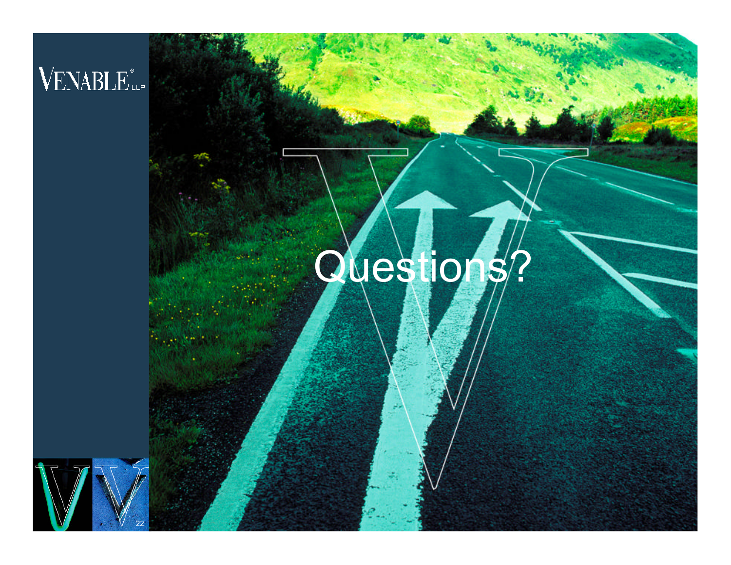Questions?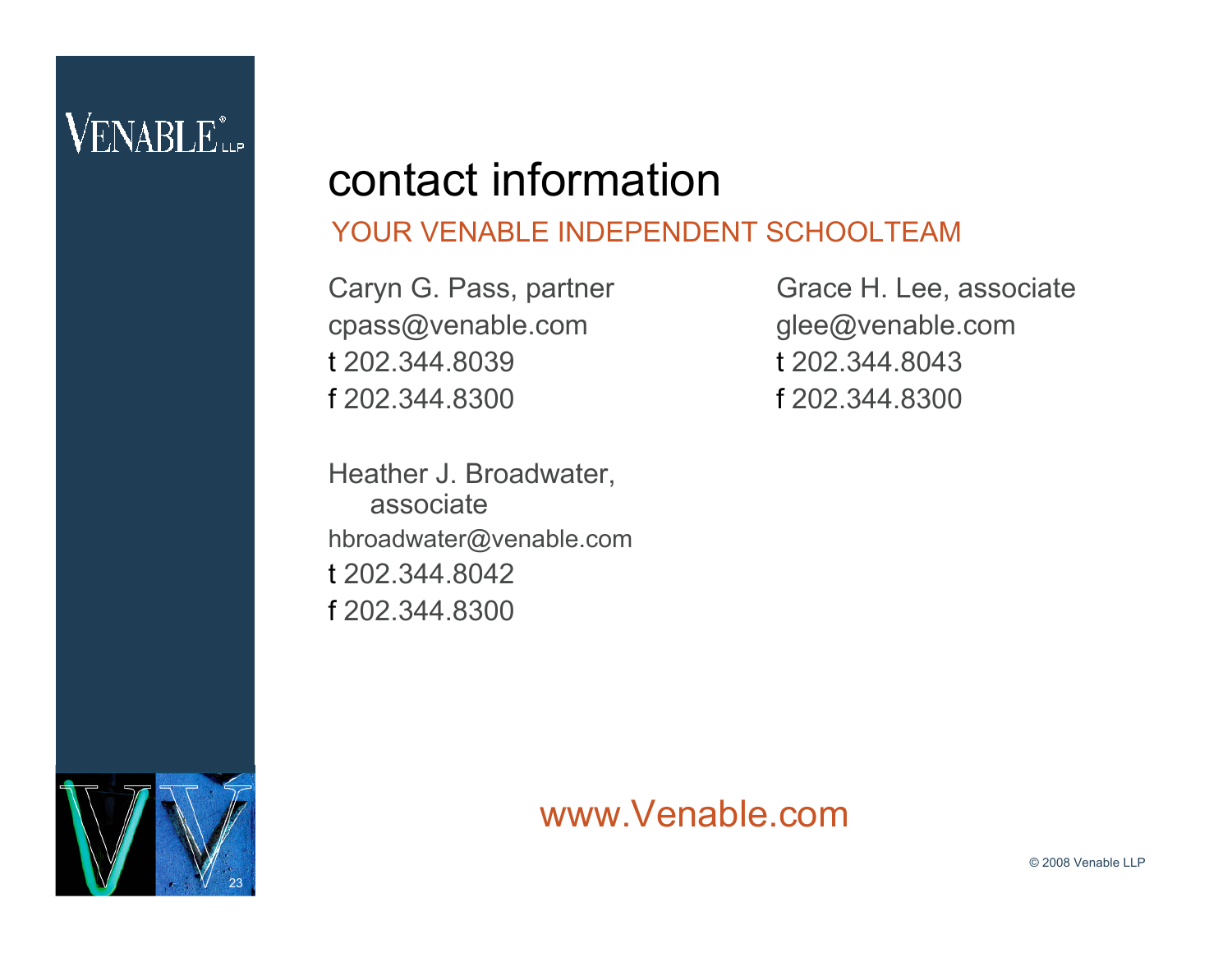# contact information

YOUR VENABLE INDEPENDENT SCHOOLTEAM

Caryn G. Pass, partner
cpass@venable.com
t 202.344.8039
f 202.344.8300

Heather J. Broadwater, associate
hbroadwater@venable.com
t 202.344.8042
f 202.344.8300

Grace H. Lee, associate
glee@venable.com
t 202.344.8043
f 202.344.8300

www.Venable.com

© 2008 Venable LLP